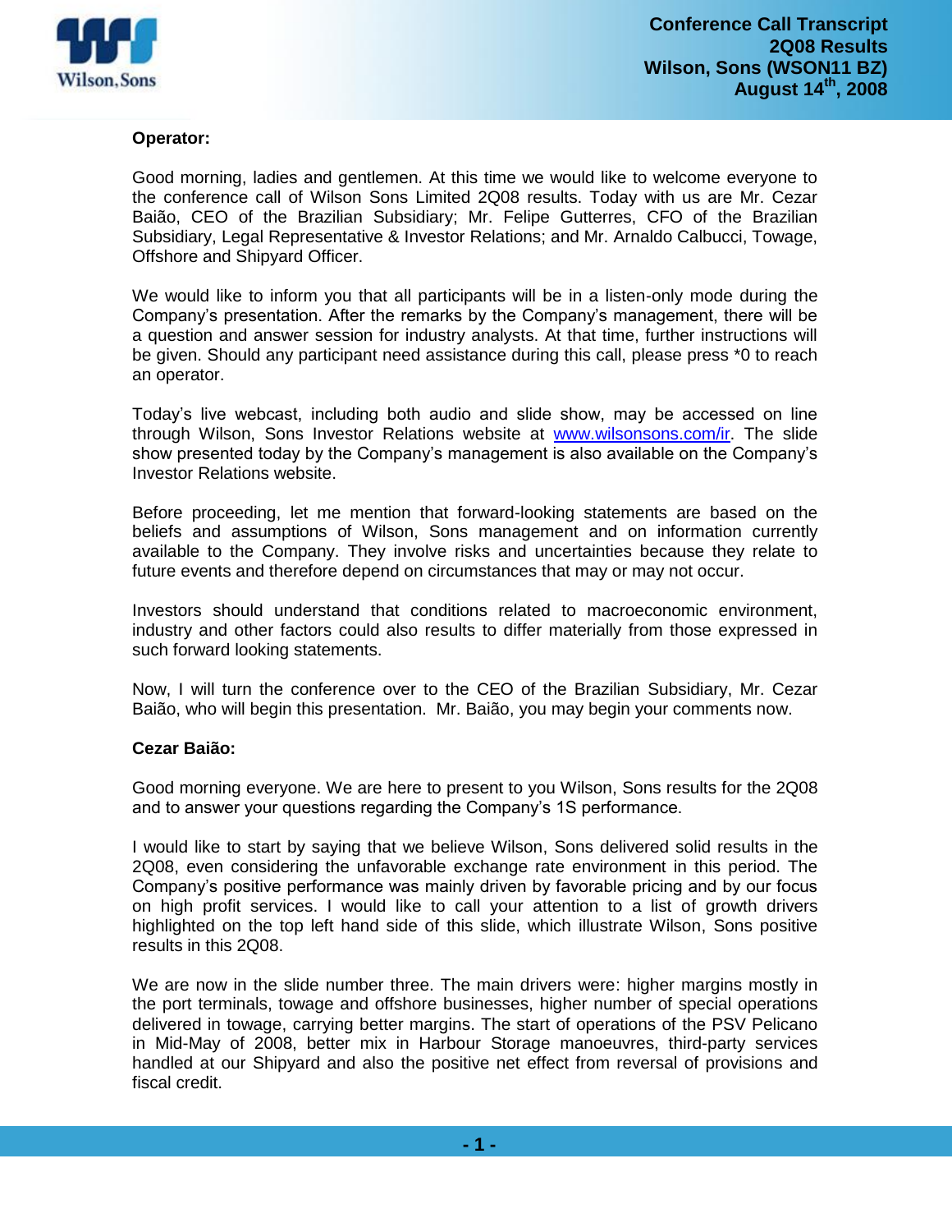**Operator:**

Good morning, ladies and gentlemen. At this time we would like to welcome everyone to the conference call of Wilson Sons Limited 2Q08 results. Today with us are Mr. Cezar Baião, CEO of the Brazilian Subsidiary; Mr. Felipe Gutterres, CFO of the Brazilian Subsidiary, Legal Representative & Investor Relations; and Mr. Arnaldo Calbucci, Towage, Offshore and Shipyard Officer.

We would like to inform you that all participants will be in a listen-only mode during the Company's presentation. After the remarks by the Company's management, there will be a question and answer session for industry analysts. At that time, further instructions will be given. Should any participant need assistance during this call, please press *0 to reach an operator.

Today's live webcast, including both audio and slide show, may be accessed on line through Wilson, Sons Investor Relations website at www.wilsonsons.com/ir. The slide show presented today by the Company's management is also available on the Company's Investor Relations website.

Before proceeding, let me mention that forward-looking statements are based on the beliefs and assumptions of Wilson, Sons management and on information currently available to the Company. They involve risks and uncertainties because they relate to future events and therefore depend on circumstances that may or may not occur.

Investors should understand that conditions related to macroeconomic environment, industry and other factors could also results to differ materially from those expressed in such forward looking statements.

Now, I will turn the conference over to the CEO of the Brazilian Subsidiary, Mr. Cezar Baião, who will begin this presentation. Mr. Baião, you may begin your comments now.

**Cezar Baião:**

Good morning everyone. We are here to present to you Wilson, Sons results for the 2Q08 and to answer your questions regarding the Company's 1S performance.

I would like to start by saying that we believe Wilson, Sons delivered solid results in the 2Q08, even considering the unfavorable exchange rate environment in this period. The Company's positive performance was mainly driven by favorable pricing and by our focus on high profit services. I would like to call your attention to a list of growth drivers highlighted on the top left hand side of this slide, which illustrate Wilson, Sons positive results in this 2Q08.

We are now in the slide number three. The main drivers were: higher margins mostly in the port terminals, towage and offshore businesses, higher number of special operations delivered in towage, carrying better margins. The start of operations of the PSV Pelicano in Mid-May of 2008, better mix in Harbour Storage manoeuvres, third-party services handled at our Shipyard and also the positive net effect from reversal of provisions and fiscal credit.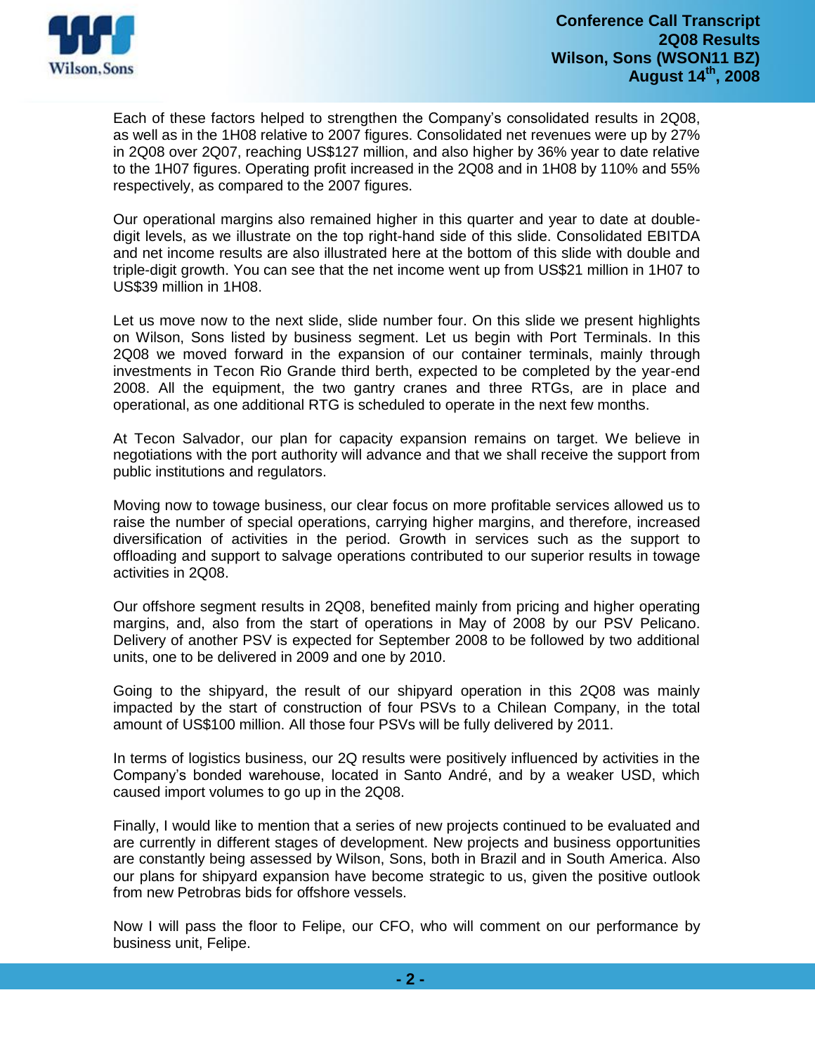Each of these factors helped to strengthen the Company's consolidated results in 2Q08, as well as in the 1H08 relative to 2007 figures. Consolidated net revenues were up by 27% in 2Q08 over 2Q07, reaching US$127 million, and also higher by 36% year to date relative to the 1H07 figures. Operating profit increased in the 2Q08 and in 1H08 by 110% and 55% respectively, as compared to the 2007 figures.

Our operational margins also remained higher in this quarter and year to date at double-digit levels, as we illustrate on the top right-hand side of this slide. Consolidated EBITDA and net income results are also illustrated here at the bottom of this slide with double and triple-digit growth. You can see that the net income went up from US$21 million in 1H07 to US$39 million in 1H08.

Let us move now to the next slide, slide number four. On this slide we present highlights on Wilson, Sons listed by business segment. Let us begin with Port Terminals. In this 2Q08 we moved forward in the expansion of our container terminals, mainly through investments in Tecon Rio Grande third berth, expected to be completed by the year-end 2008. All the equipment, the two gantry cranes and three RTGs, are in place and operational, as one additional RTG is scheduled to operate in the next few months.

At Tecon Salvador, our plan for capacity expansion remains on target. We believe in negotiations with the port authority will advance and that we shall receive the support from public institutions and regulators.

Moving now to towage business, our clear focus on more profitable services allowed us to raise the number of special operations, carrying higher margins, and therefore, increased diversification of activities in the period. Growth in services such as the support to offloading and support to salvage operations contributed to our superior results in towage activities in 2Q08.

Our offshore segment results in 2Q08, benefited mainly from pricing and higher operating margins, and, also from the start of operations in May of 2008 by our PSV Pelicano. Delivery of another PSV is expected for September 2008 to be followed by two additional units, one to be delivered in 2009 and one by 2010.

Going to the shipyard, the result of our shipyard operation in this 2Q08 was mainly impacted by the start of construction of four PSVs to a Chilean Company, in the total amount of US$100 million. All those four PSVs will be fully delivered by 2011.

In terms of logistics business, our 2Q results were positively influenced by activities in the Company's bonded warehouse, located in Santo André, and by a weaker USD, which caused import volumes to go up in the 2Q08.

Finally, I would like to mention that a series of new projects continued to be evaluated and are currently in different stages of development. New projects and business opportunities are constantly being assessed by Wilson, Sons, both in Brazil and in South America. Also our plans for shipyard expansion have become strategic to us, given the positive outlook from new Petrobras bids for offshore vessels.

Now I will pass the floor to Felipe, our CFO, who will comment on our performance by business unit, Felipe.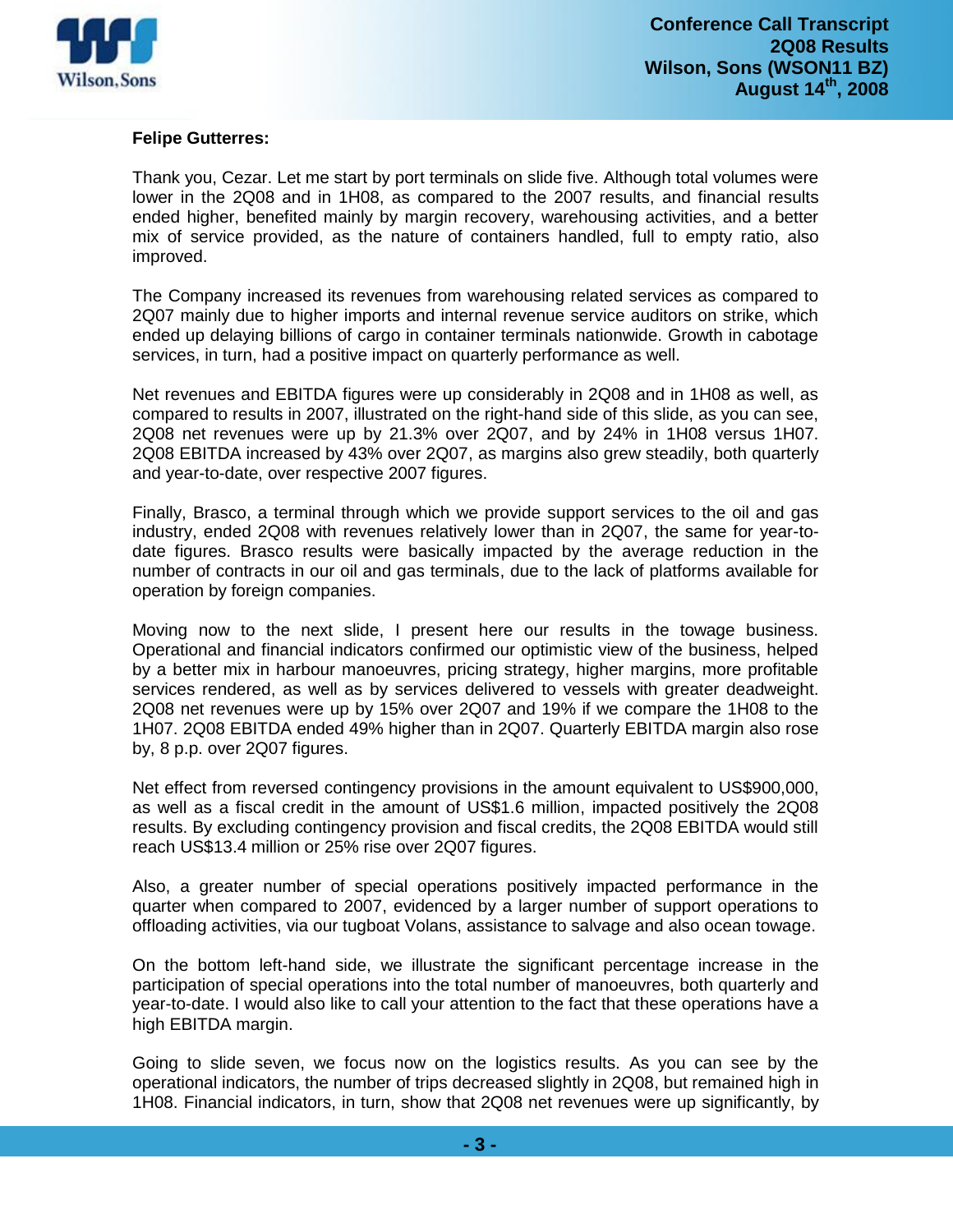**Felipe Gutterres:**

Thank you, Cezar. Let me start by port terminals on slide five. Although total volumes were lower in the 2Q08 and in 1H08, as compared to the 2007 results, and financial results ended higher, benefited mainly by margin recovery, warehousing activities, and a better mix of service provided, as the nature of containers handled, full to empty ratio, also improved.

The Company increased its revenues from warehousing related services as compared to 2Q07 mainly due to higher imports and internal revenue service auditors on strike, which ended up delaying billions of cargo in container terminals nationwide. Growth in cabotage services, in turn, had a positive impact on quarterly performance as well.

Net revenues and EBITDA figures were up considerably in 2Q08 and in 1H08 as well, as compared to results in 2007, illustrated on the right-hand side of this slide, as you can see, 2Q08 net revenues were up by 21.3% over 2Q07, and by 24% in 1H08 versus 1H07. 2Q08 EBITDA increased by 43% over 2Q07, as margins also grew steadily, both quarterly and year-to-date, over respective 2007 figures.

Finally, Brasco, a terminal through which we provide support services to the oil and gas industry, ended 2Q08 with revenues relatively lower than in 2Q07, the same for year-to-date figures. Brasco results were basically impacted by the average reduction in the number of contracts in our oil and gas terminals, due to the lack of platforms available for operation by foreign companies.

Moving now to the next slide, I present here our results in the towage business. Operational and financial indicators confirmed our optimistic view of the business, helped by a better mix in harbour manoeuvres, pricing strategy, higher margins, more profitable services rendered, as well as by services delivered to vessels with greater deadweight. 2Q08 net revenues were up by 15% over 2Q07 and 19% if we compare the 1H08 to the 1H07. 2Q08 EBITDA ended 49% higher than in 2Q07. Quarterly EBITDA margin also rose by, 8 p.p. over 2Q07 figures.

Net effect from reversed contingency provisions in the amount equivalent to US$900,000, as well as a fiscal credit in the amount of US$1.6 million, impacted positively the 2Q08 results. By excluding contingency provision and fiscal credits, the 2Q08 EBITDA would still reach US$13.4 million or 25% rise over 2Q07 figures.

Also, a greater number of special operations positively impacted performance in the quarter when compared to 2007, evidenced by a larger number of support operations to offloading activities, via our tugboat Volans, assistance to salvage and also ocean towage.

On the bottom left-hand side, we illustrate the significant percentage increase in the participation of special operations into the total number of manoeuvres, both quarterly and year-to-date. I would also like to call your attention to the fact that these operations have a high EBITDA margin.

Going to slide seven, we focus now on the logistics results. As you can see by the operational indicators, the number of trips decreased slightly in 2Q08, but remained high in 1H08. Financial indicators, in turn, show that 2Q08 net revenues were up significantly, by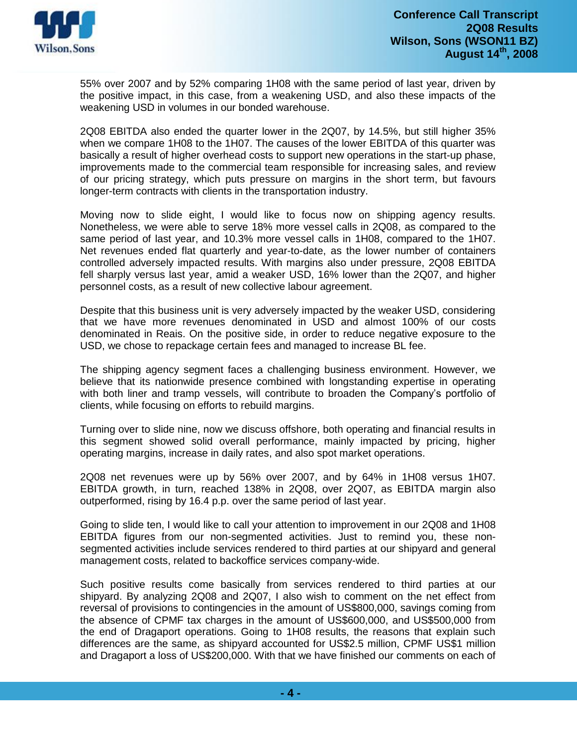55% over 2007 and by 52% comparing 1H08 with the same period of last year, driven by the positive impact, in this case, from a weakening USD, and also these impacts of the weakening USD in volumes in our bonded warehouse.

2Q08 EBITDA also ended the quarter lower in the 2Q07, by 14.5%, but still higher 35% when we compare 1H08 to the 1H07. The causes of the lower EBITDA of this quarter was basically a result of higher overhead costs to support new operations in the start-up phase, improvements made to the commercial team responsible for increasing sales, and review of our pricing strategy, which puts pressure on margins in the short term, but favours longer-term contracts with clients in the transportation industry.

Moving now to slide eight, I would like to focus now on shipping agency results. Nonetheless, we were able to serve 18% more vessel calls in 2Q08, as compared to the same period of last year, and 10.3% more vessel calls in 1H08, compared to the 1H07. Net revenues ended flat quarterly and year-to-date, as the lower number of containers controlled adversely impacted results. With margins also under pressure, 2Q08 EBITDA fell sharply versus last year, amid a weaker USD, 16% lower than the 2Q07, and higher personnel costs, as a result of new collective labour agreement.

Despite that this business unit is very adversely impacted by the weaker USD, considering that we have more revenues denominated in USD and almost 100% of our costs denominated in Reais. On the positive side, in order to reduce negative exposure to the USD, we chose to repackage certain fees and managed to increase BL fee.

The shipping agency segment faces a challenging business environment. However, we believe that its nationwide presence combined with longstanding expertise in operating with both liner and tramp vessels, will contribute to broaden the Company's portfolio of clients, while focusing on efforts to rebuild margins.

Turning over to slide nine, now we discuss offshore, both operating and financial results in this segment showed solid overall performance, mainly impacted by pricing, higher operating margins, increase in daily rates, and also spot market operations.

2Q08 net revenues were up by 56% over 2007, and by 64% in 1H08 versus 1H07. EBITDA growth, in turn, reached 138% in 2Q08, over 2Q07, as EBITDA margin also outperformed, rising by 16.4 p.p. over the same period of last year.

Going to slide ten, I would like to call your attention to improvement in our 2Q08 and 1H08 EBITDA figures from our non-segmented activities. Just to remind you, these non-segmented activities include services rendered to third parties at our shipyard and general management costs, related to backoffice services company-wide.

Such positive results come basically from services rendered to third parties at our shipyard. By analyzing 2Q08 and 2Q07, I also wish to comment on the net effect from reversal of provisions to contingencies in the amount of US$800,000, savings coming from the absence of CPMF tax charges in the amount of US$600,000, and US$500,000 from the end of Dragaport operations. Going to 1H08 results, the reasons that explain such differences are the same, as shipyard accounted for US$2.5 million, CPMF US$1 million and Dragaport a loss of US$200,000. With that we have finished our comments on each of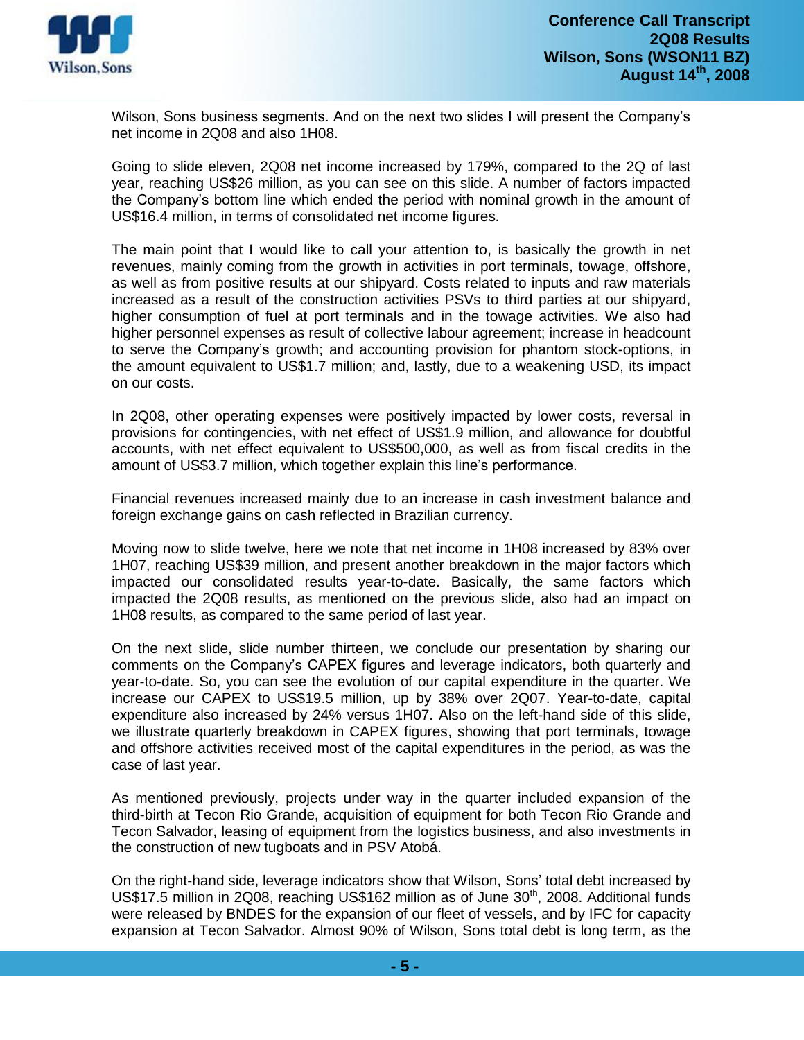Wilson, Sons business segments. And on the next two slides I will present the Company's net income in 2Q08 and also 1H08.

Going to slide eleven, 2Q08 net income increased by 179%, compared to the 2Q of last year, reaching US$26 million, as you can see on this slide. A number of factors impacted the Company's bottom line which ended the period with nominal growth in the amount of US$16.4 million, in terms of consolidated net income figures.

The main point that I would like to call your attention to, is basically the growth in net revenues, mainly coming from the growth in activities in port terminals, towage, offshore, as well as from positive results at our shipyard. Costs related to inputs and raw materials increased as a result of the construction activities PSVs to third parties at our shipyard, higher consumption of fuel at port terminals and in the towage activities. We also had higher personnel expenses as result of collective labour agreement; increase in headcount to serve the Company's growth; and accounting provision for phantom stock-options, in the amount equivalent to US$1.7 million; and, lastly, due to a weakening USD, its impact on our costs.

In 2Q08, other operating expenses were positively impacted by lower costs, reversal in provisions for contingencies, with net effect of US$1.9 million, and allowance for doubtful accounts, with net effect equivalent to US$500,000, as well as from fiscal credits in the amount of US$3.7 million, which together explain this line's performance.

Financial revenues increased mainly due to an increase in cash investment balance and foreign exchange gains on cash reflected in Brazilian currency.

Moving now to slide twelve, here we note that net income in 1H08 increased by 83% over 1H07, reaching US$39 million, and present another breakdown in the major factors which impacted our consolidated results year-to-date. Basically, the same factors which impacted the 2Q08 results, as mentioned on the previous slide, also had an impact on 1H08 results, as compared to the same period of last year.

On the next slide, slide number thirteen, we conclude our presentation by sharing our comments on the Company's CAPEX figures and leverage indicators, both quarterly and year-to-date. So, you can see the evolution of our capital expenditure in the quarter. We increase our CAPEX to US$19.5 million, up by 38% over 2Q07. Year-to-date, capital expenditure also increased by 24% versus 1H07. Also on the left-hand side of this slide, we illustrate quarterly breakdown in CAPEX figures, showing that port terminals, towage and offshore activities received most of the capital expenditures in the period, as was the case of last year.

As mentioned previously, projects under way in the quarter included expansion of the third-birth at Tecon Rio Grande, acquisition of equipment for both Tecon Rio Grande and Tecon Salvador, leasing of equipment from the logistics business, and also investments in the construction of new tugboats and in PSV Atobá.

On the right-hand side, leverage indicators show that Wilson, Sons' total debt increased by US$17.5 million in 2Q08, reaching US$162 million as of June 30th, 2008. Additional funds were released by BNDES for the expansion of our fleet of vessels, and by IFC for capacity expansion at Tecon Salvador. Almost 90% of Wilson, Sons total debt is long term, as the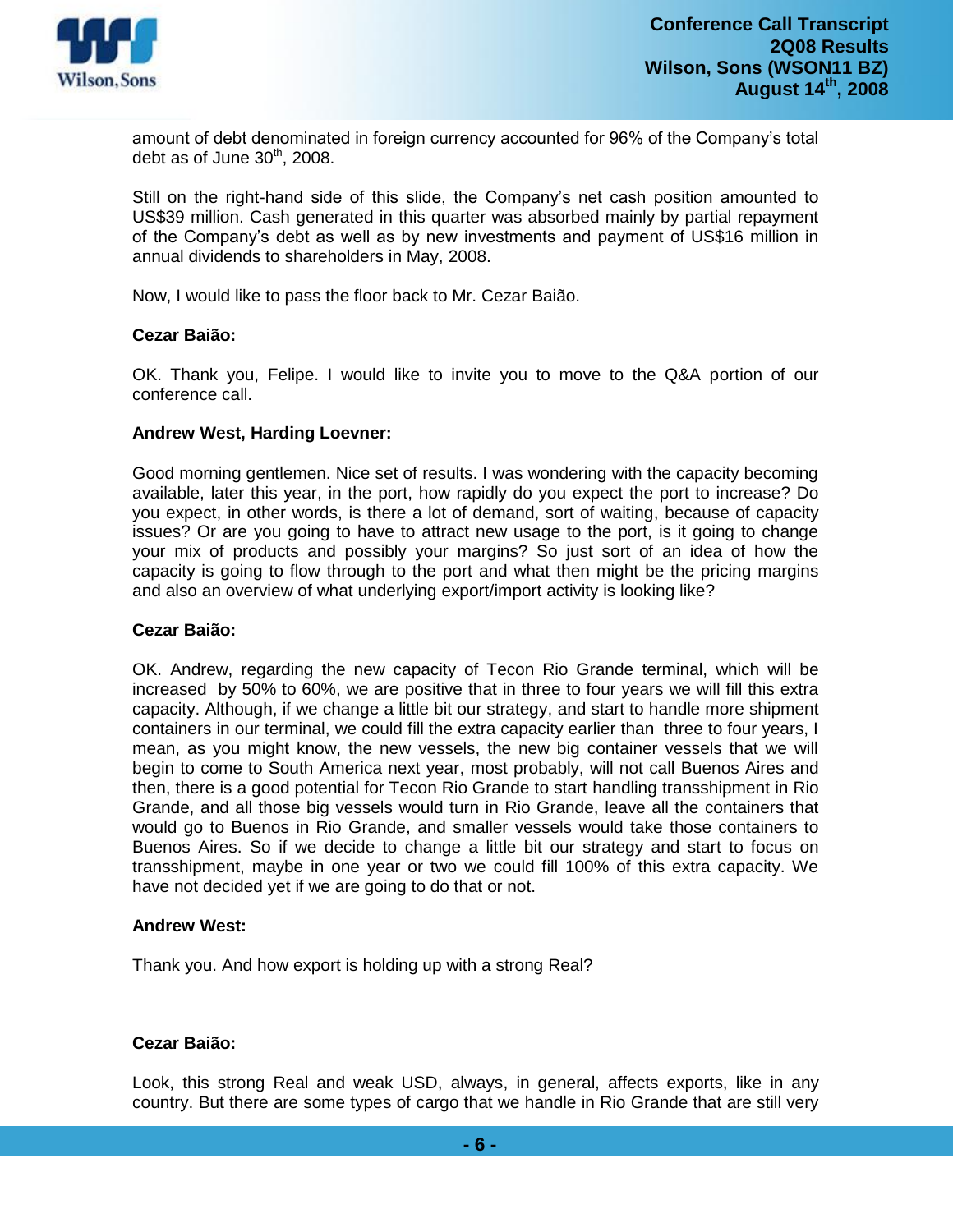amount of debt denominated in foreign currency accounted for 96% of the Company's total debt as of June 30th, 2008.

Still on the right-hand side of this slide, the Company's net cash position amounted to US$39 million. Cash generated in this quarter was absorbed mainly by partial repayment of the Company's debt as well as by new investments and payment of US$16 million in annual dividends to shareholders in May, 2008.

Now, I would like to pass the floor back to Mr. Cezar Baião.

**Cezar Baião:**

OK. Thank you, Felipe. I would like to invite you to move to the Q&A portion of our conference call.

**Andrew West, Harding Loevner:**

Good morning gentlemen. Nice set of results. I was wondering with the capacity becoming available, later this year, in the port, how rapidly do you expect the port to increase? Do you expect, in other words, is there a lot of demand, sort of waiting, because of capacity issues? Or are you going to have to attract new usage to the port, is it going to change your mix of products and possibly your margins? So just sort of an idea of how the capacity is going to flow through to the port and what then might be the pricing margins and also an overview of what underlying export/import activity is looking like?

**Cezar Baião:**

OK. Andrew, regarding the new capacity of Tecon Rio Grande terminal, which will be increased by 50% to 60%, we are positive that in three to four years we will fill this extra capacity. Although, if we change a little bit our strategy, and start to handle more shipment containers in our terminal, we could fill the extra capacity earlier than three to four years, I mean, as you might know, the new vessels, the new big container vessels that we will begin to come to South America next year, most probably, will not call Buenos Aires and then, there is a good potential for Tecon Rio Grande to start handling transshipment in Rio Grande, and all those big vessels would turn in Rio Grande, leave all the containers that would go to Buenos in Rio Grande, and smaller vessels would take those containers to Buenos Aires. So if we decide to change a little bit our strategy and start to focus on transshipment, maybe in one year or two we could fill 100% of this extra capacity. We have not decided yet if we are going to do that or not.

**Andrew West:**

Thank you. And how export is holding up with a strong Real?

**Cezar Baião:**

Look, this strong Real and weak USD, always, in general, affects exports, like in any country. But there are some types of cargo that we handle in Rio Grande that are still very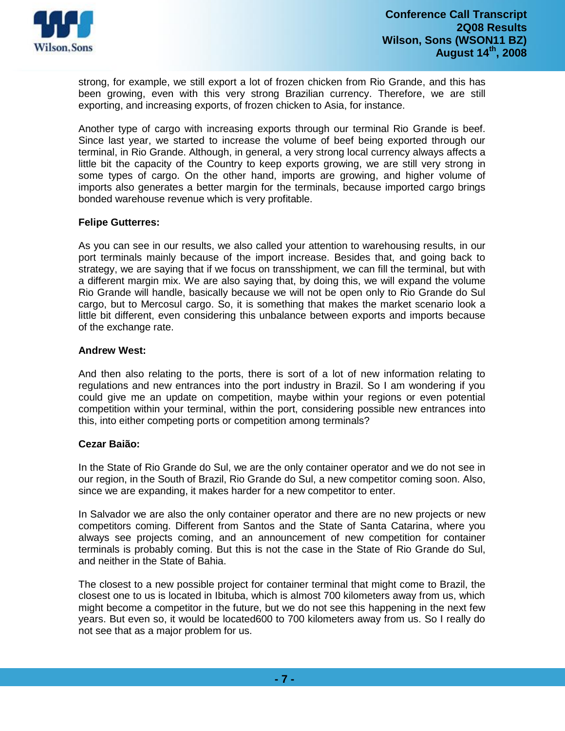strong, for example, we still export a lot of frozen chicken from Rio Grande, and this has been growing, even with this very strong Brazilian currency. Therefore, we are still exporting, and increasing exports, of frozen chicken to Asia, for instance.

Another type of cargo with increasing exports through our terminal Rio Grande is beef. Since last year, we started to increase the volume of beef being exported through our terminal, in Rio Grande. Although, in general, a very strong local currency always affects a little bit the capacity of the Country to keep exports growing, we are still very strong in some types of cargo. On the other hand, imports are growing, and higher volume of imports also generates a better margin for the terminals, because imported cargo brings bonded warehouse revenue which is very profitable.

**Felipe Gutterres:**

As you can see in our results, we also called your attention to warehousing results, in our port terminals mainly because of the import increase. Besides that, and going back to strategy, we are saying that if we focus on transshipment, we can fill the terminal, but with a different margin mix. We are also saying that, by doing this, we will expand the volume Rio Grande will handle, basically because we will not be open only to Rio Grande do Sul cargo, but to Mercosul cargo. So, it is something that makes the market scenario look a little bit different, even considering this unbalance between exports and imports because of the exchange rate.

**Andrew West:**

And then also relating to the ports, there is sort of a lot of new information relating to regulations and new entrances into the port industry in Brazil. So I am wondering if you could give me an update on competition, maybe within your regions or even potential competition within your terminal, within the port, considering possible new entrances into this, into either competing ports or competition among terminals?

**Cezar Baião:**

In the State of Rio Grande do Sul, we are the only container operator and we do not see in our region, in the South of Brazil, Rio Grande do Sul, a new competitor coming soon. Also, since we are expanding, it makes harder for a new competitor to enter.

In Salvador we are also the only container operator and there are no new projects or new competitors coming. Different from Santos and the State of Santa Catarina, where you always see projects coming, and an announcement of new competition for container terminals is probably coming. But this is not the case in the State of Rio Grande do Sul, and neither in the State of Bahia.

The closest to a new possible project for container terminal that might come to Brazil, the closest one to us is located in Ibituba, which is almost 700 kilometers away from us, which might become a competitor in the future, but we do not see this happening in the next few years. But even so, it would be located600 to 700 kilometers away from us. So I really do not see that as a major problem for us.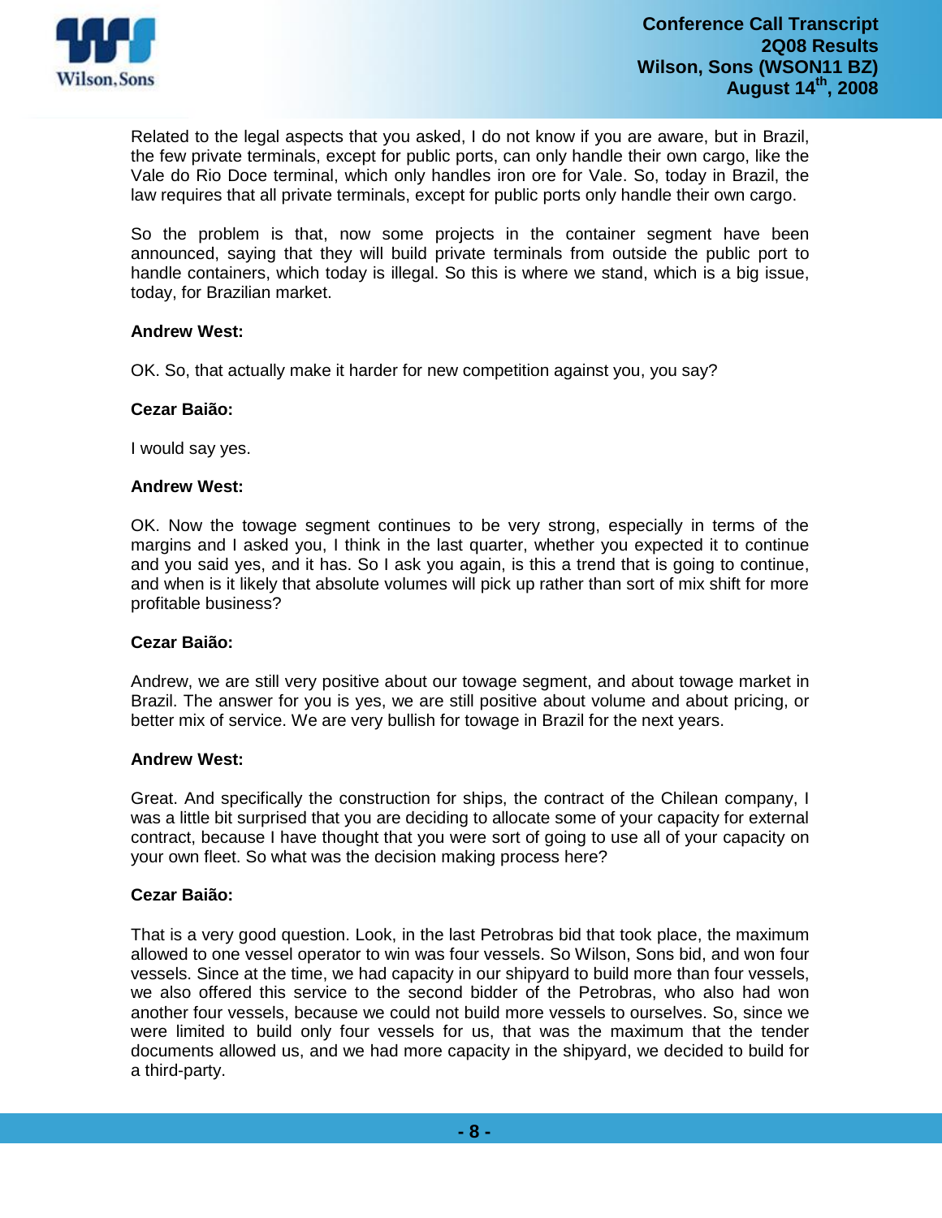Related to the legal aspects that you asked, I do not know if you are aware, but in Brazil, the few private terminals, except for public ports, can only handle their own cargo, like the Vale do Rio Doce terminal, which only handles iron ore for Vale. So, today in Brazil, the law requires that all private terminals, except for public ports only handle their own cargo.

So the problem is that, now some projects in the container segment have been announced, saying that they will build private terminals from outside the public port to handle containers, which today is illegal. So this is where we stand, which is a big issue, today, for Brazilian market.

**Andrew West:**

OK. So, that actually make it harder for new competition against you, you say?

**Cezar Baião:**

I would say yes.

**Andrew West:**

OK. Now the towage segment continues to be very strong, especially in terms of the margins and I asked you, I think in the last quarter, whether you expected it to continue and you said yes, and it has. So I ask you again, is this a trend that is going to continue, and when is it likely that absolute volumes will pick up rather than sort of mix shift for more profitable business?

**Cezar Baião:**

Andrew, we are still very positive about our towage segment, and about towage market in Brazil. The answer for you is yes, we are still positive about volume and about pricing, or better mix of service. We are very bullish for towage in Brazil for the next years.

**Andrew West:**

Great. And specifically the construction for ships, the contract of the Chilean company, I was a little bit surprised that you are deciding to allocate some of your capacity for external contract, because I have thought that you were sort of going to use all of your capacity on your own fleet. So what was the decision making process here?

**Cezar Baião:**

That is a very good question. Look, in the last Petrobras bid that took place, the maximum allowed to one vessel operator to win was four vessels. So Wilson, Sons bid, and won four vessels. Since at the time, we had capacity in our shipyard to build more than four vessels, we also offered this service to the second bidder of the Petrobras, who also had won another four vessels, because we could not build more vessels to ourselves. So, since we were limited to build only four vessels for us, that was the maximum that the tender documents allowed us, and we had more capacity in the shipyard, we decided to build for a third-party.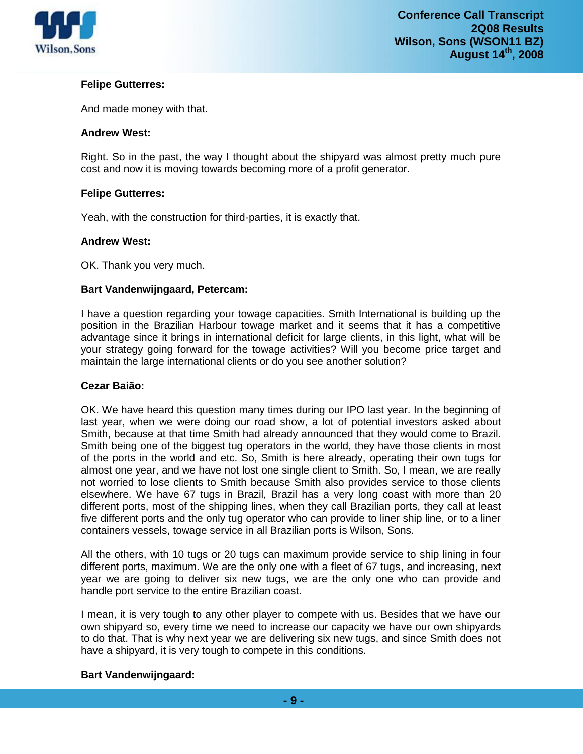**Felipe Gutterres:**

And made money with that.

**Andrew West:**

Right. So in the past, the way I thought about the shipyard was almost pretty much pure cost and now it is moving towards becoming more of a profit generator.

**Felipe Gutterres:**

Yeah, with the construction for third-parties, it is exactly that.

**Andrew West:**

OK. Thank you very much.

**Bart Vandenwijngaard, Petercam:**

I have a question regarding your towage capacities. Smith International is building up the position in the Brazilian Harbour towage market and it seems that it has a competitive advantage since it brings in international deficit for large clients, in this light, what will be your strategy going forward for the towage activities? Will you become price target and maintain the large international clients or do you see another solution?

**Cezar Baião:**

OK. We have heard this question many times during our IPO last year. In the beginning of last year, when we were doing our road show, a lot of potential investors asked about Smith, because at that time Smith had already announced that they would come to Brazil. Smith being one of the biggest tug operators in the world, they have those clients in most of the ports in the world and etc. So, Smith is here already, operating their own tugs for almost one year, and we have not lost one single client to Smith. So, I mean, we are really not worried to lose clients to Smith because Smith also provides service to those clients elsewhere. We have 67 tugs in Brazil, Brazil has a very long coast with more than 20 different ports, most of the shipping lines, when they call Brazilian ports, they call at least five different ports and the only tug operator who can provide to liner ship line, or to a liner containers vessels, towage service in all Brazilian ports is Wilson, Sons.

All the others, with 10 tugs or 20 tugs can maximum provide service to ship lining in four different ports, maximum. We are the only one with a fleet of 67 tugs, and increasing, next year we are going to deliver six new tugs, we are the only one who can provide and handle port service to the entire Brazilian coast.

I mean, it is very tough to any other player to compete with us. Besides that we have our own shipyard so, every time we need to increase our capacity we have our own shipyards to do that. That is why next year we are delivering six new tugs, and since Smith does not have a shipyard, it is very tough to compete in this conditions.

**Bart Vandenwijngaard:**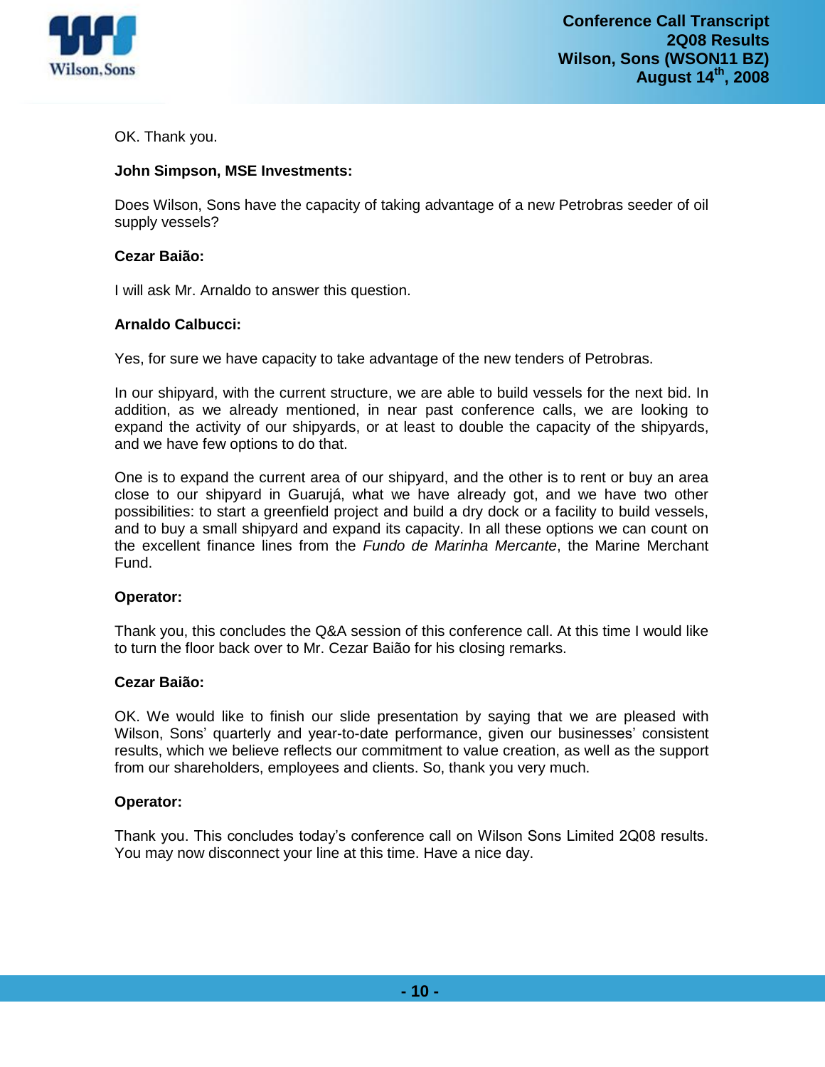OK. Thank you.

**John Simpson, MSE Investments:**

Does Wilson, Sons have the capacity of taking advantage of a new Petrobras seeder of oil supply vessels?

**Cezar Baião:**

I will ask Mr. Arnaldo to answer this question.

**Arnaldo Calbucci:**

Yes, for sure we have capacity to take advantage of the new tenders of Petrobras.

In our shipyard, with the current structure, we are able to build vessels for the next bid. In addition, as we already mentioned, in near past conference calls, we are looking to expand the activity of our shipyards, or at least to double the capacity of the shipyards, and we have few options to do that.

One is to expand the current area of our shipyard, and the other is to rent or buy an area close to our shipyard in Guarujá, what we have already got, and we have two other possibilities: to start a greenfield project and build a dry dock or a facility to build vessels, and to buy a small shipyard and expand its capacity. In all these options we can count on the excellent finance lines from the *Fundo de Marinha Mercante*, the Marine Merchant Fund.

**Operator:**

Thank you, this concludes the Q&A session of this conference call. At this time I would like to turn the floor back over to Mr. Cezar Baião for his closing remarks.

**Cezar Baião:**

OK. We would like to finish our slide presentation by saying that we are pleased with Wilson, Sons' quarterly and year-to-date performance, given our businesses' consistent results, which we believe reflects our commitment to value creation, as well as the support from our shareholders, employees and clients. So, thank you very much.

**Operator:**

Thank you. This concludes today's conference call on Wilson Sons Limited 2Q08 results. You may now disconnect your line at this time. Have a nice day.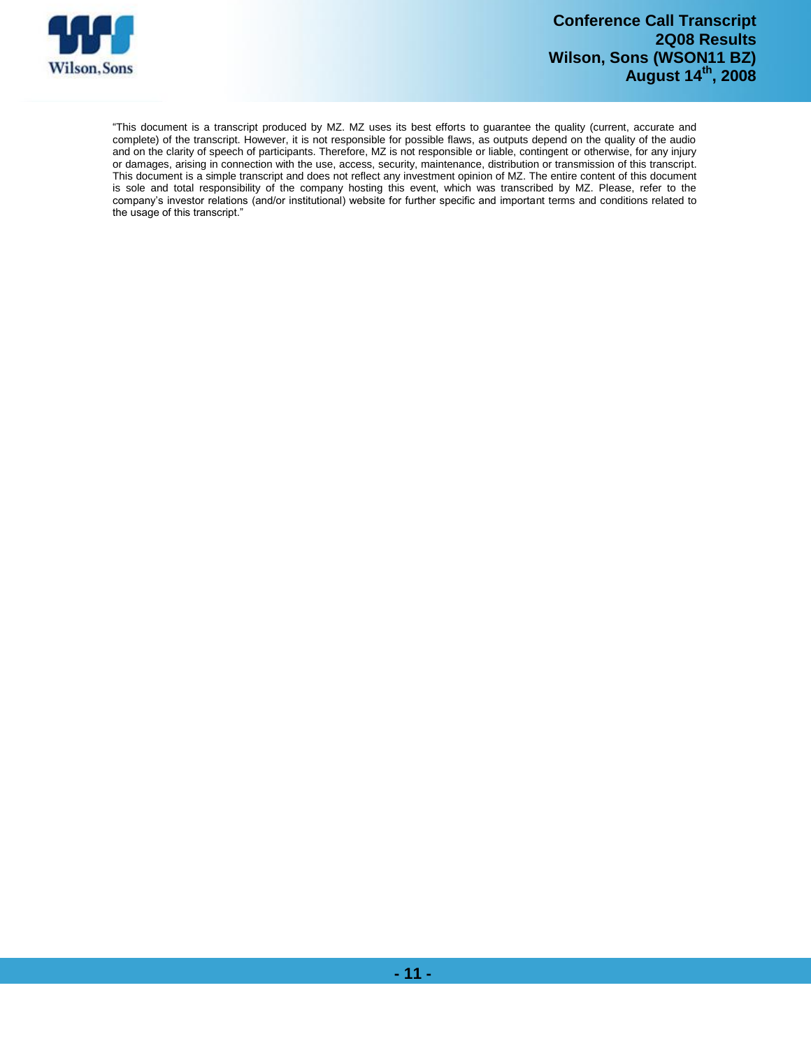"This document is a transcript produced by MZ. MZ uses its best efforts to guarantee the quality (current, accurate and complete) of the transcript. However, it is not responsible for possible flaws, as outputs depend on the quality of the audio and on the clarity of speech of participants. Therefore, MZ is not responsible or liable, contingent or otherwise, for any injury or damages, arising in connection with the use, access, security, maintenance, distribution or transmission of this transcript. This document is a simple transcript and does not reflect any investment opinion of MZ. The entire content of this document is sole and total responsibility of the company hosting this event, which was transcribed by MZ. Please, refer to the company's investor relations (and/or institutional) website for further specific and important terms and conditions related to the usage of this transcript."